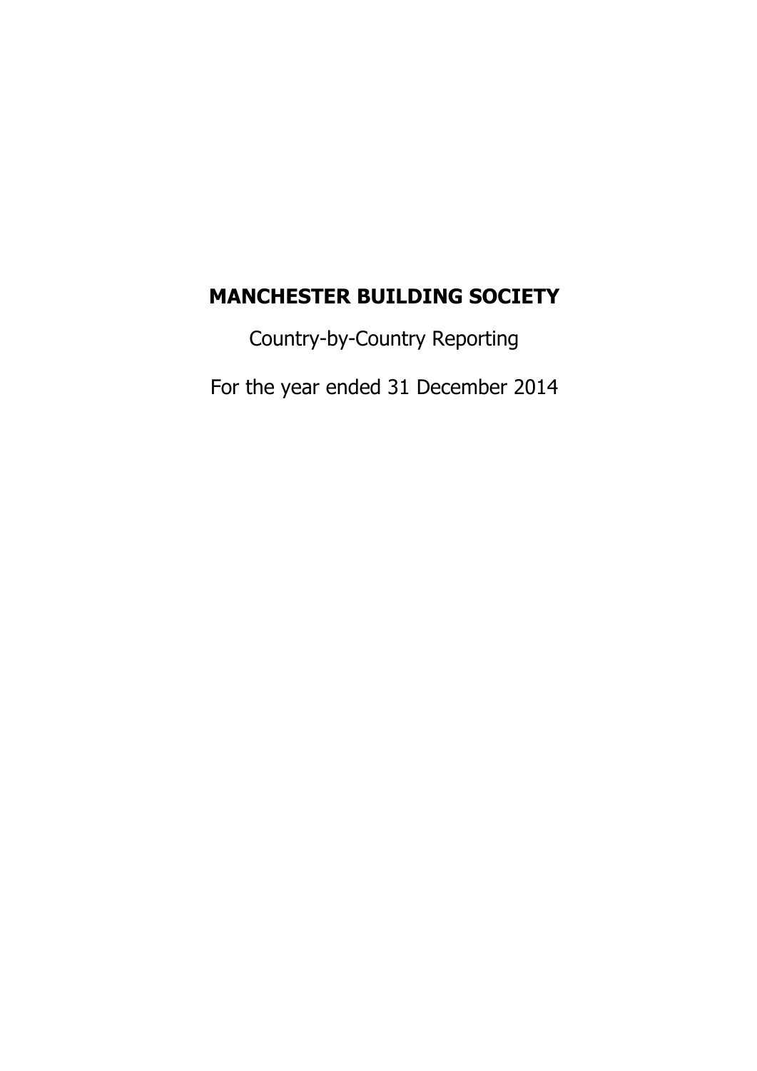# MANCHESTER BUILDING SOCIETY

Country-by-Country Reporting

For the year ended 31 December 2014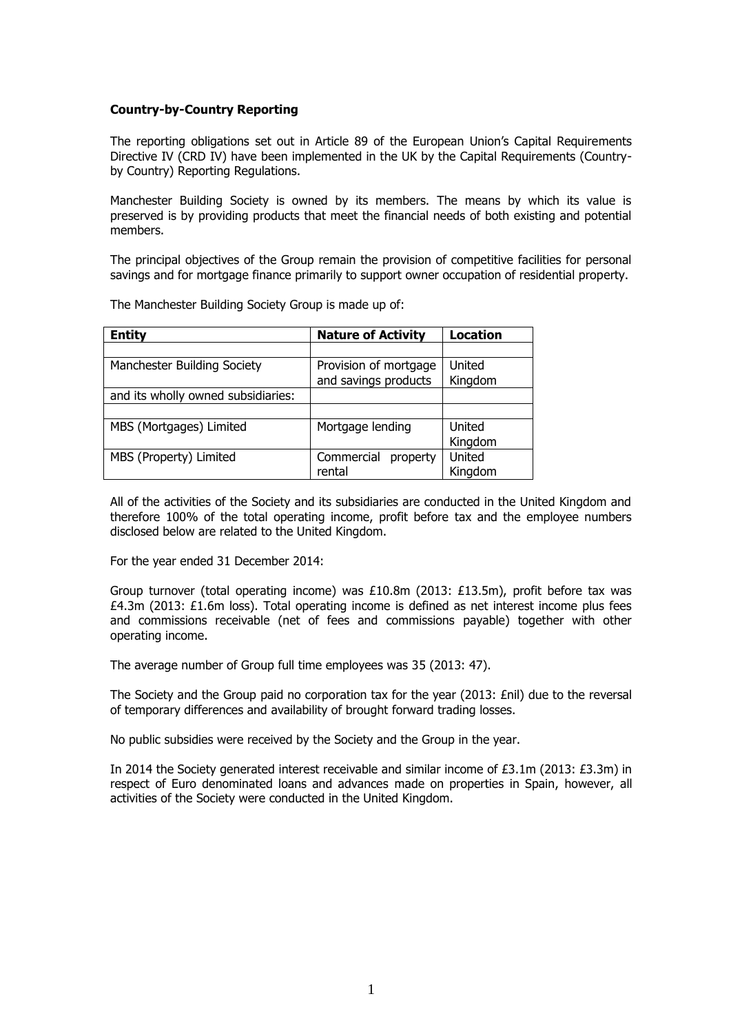**Country-by-Country Reporting**

The reporting obligations set out in Article 89 of the European Union's Capital Requirements Directive IV (CRD IV) have been implemented in the UK by the Capital Requirements (Country-by Country) Reporting Regulations.

Manchester Building Society is owned by its members. The means by which its value is preserved is by providing products that meet the financial needs of both existing and potential members.

The principal objectives of the Group remain the provision of competitive facilities for personal savings and for mortgage finance primarily to support owner occupation of residential property.

The Manchester Building Society Group is made up of:

| Entity | Nature of Activity | Location |
| --- | --- | --- |
| | | |
| Manchester Building Society | Provision of mortgage and savings products | United Kingdom |
| and its wholly owned subsidiaries: | | |
| | | |
| MBS (Mortgages) Limited | Mortgage lending | United Kingdom |
| MBS (Property) Limited | Commercial property rental | United Kingdom |

All of the activities of the Society and its subsidiaries are conducted in the United Kingdom and therefore 100% of the total operating income, profit before tax and the employee numbers disclosed below are related to the United Kingdom.

For the year ended 31 December 2014:

Group turnover (total operating income) was £10.8m (2013: £13.5m), profit before tax was £4.3m (2013: £1.6m loss). Total operating income is defined as net interest income plus fees and commissions receivable (net of fees and commissions payable) together with other operating income.

The average number of Group full time employees was 35 (2013: 47).

The Society and the Group paid no corporation tax for the year (2013: £nil) due to the reversal of temporary differences and availability of brought forward trading losses.

No public subsidies were received by the Society and the Group in the year.

In 2014 the Society generated interest receivable and similar income of £3.1m (2013: £3.3m) in respect of Euro denominated loans and advances made on properties in Spain, however, all activities of the Society were conducted in the United Kingdom.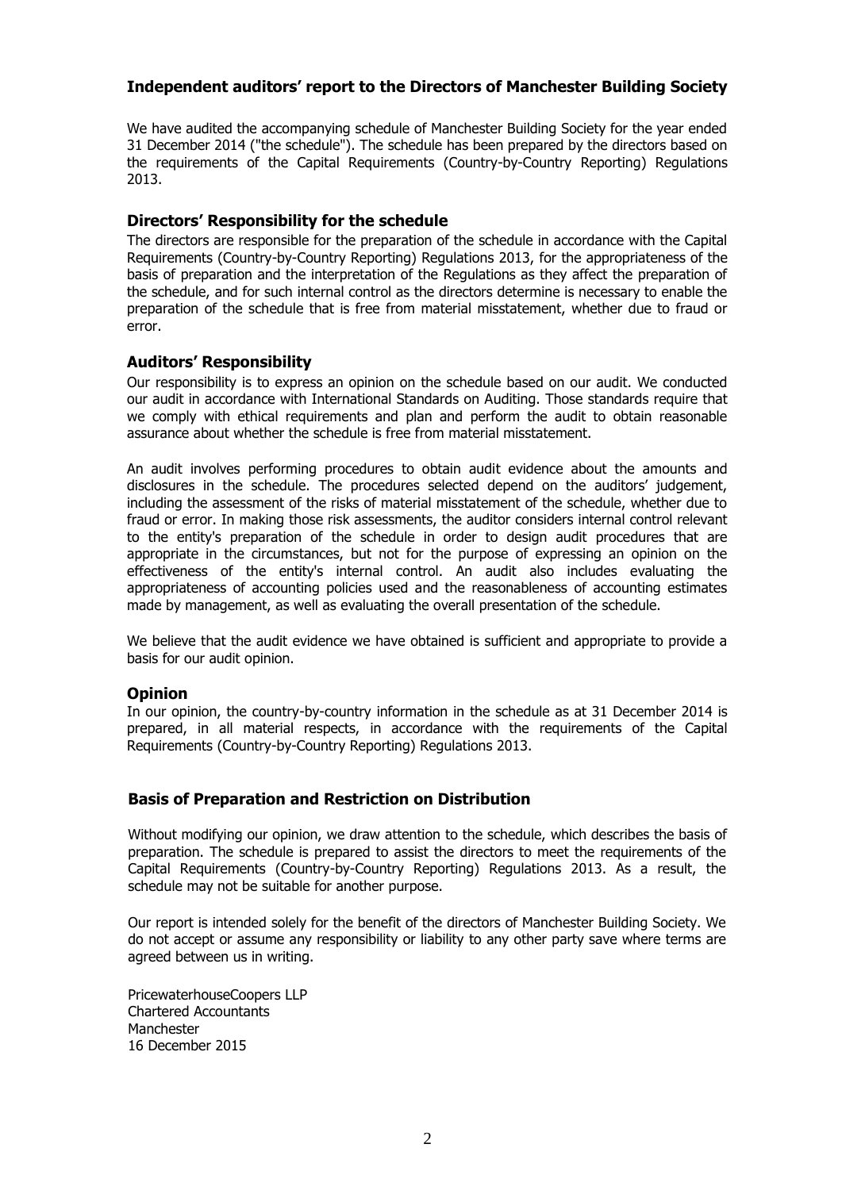## Independent auditors' report to the Directors of Manchester Building Society

We have audited the accompanying schedule of Manchester Building Society for the year ended 31 December 2014 ("the schedule"). The schedule has been prepared by the directors based on the requirements of the Capital Requirements (Country-by-Country Reporting) Regulations 2013.

### Directors' Responsibility for the schedule

The directors are responsible for the preparation of the schedule in accordance with the Capital Requirements (Country-by-Country Reporting) Regulations 2013, for the appropriateness of the basis of preparation and the interpretation of the Regulations as they affect the preparation of the schedule, and for such internal control as the directors determine is necessary to enable the preparation of the schedule that is free from material misstatement, whether due to fraud or error.

### Auditors' Responsibility

Our responsibility is to express an opinion on the schedule based on our audit. We conducted our audit in accordance with International Standards on Auditing. Those standards require that we comply with ethical requirements and plan and perform the audit to obtain reasonable assurance about whether the schedule is free from material misstatement.

An audit involves performing procedures to obtain audit evidence about the amounts and disclosures in the schedule. The procedures selected depend on the auditors' judgement, including the assessment of the risks of material misstatement of the schedule, whether due to fraud or error. In making those risk assessments, the auditor considers internal control relevant to the entity's preparation of the schedule in order to design audit procedures that are appropriate in the circumstances, but not for the purpose of expressing an opinion on the effectiveness of the entity's internal control. An audit also includes evaluating the appropriateness of accounting policies used and the reasonableness of accounting estimates made by management, as well as evaluating the overall presentation of the schedule.

We believe that the audit evidence we have obtained is sufficient and appropriate to provide a basis for our audit opinion.

### Opinion

In our opinion, the country-by-country information in the schedule as at 31 December 2014 is prepared, in all material respects, in accordance with the requirements of the Capital Requirements (Country-by-Country Reporting) Regulations 2013.

### Basis of Preparation and Restriction on Distribution

Without modifying our opinion, we draw attention to the schedule, which describes the basis of preparation. The schedule is prepared to assist the directors to meet the requirements of the Capital Requirements (Country-by-Country Reporting) Regulations 2013. As a result, the schedule may not be suitable for another purpose.

Our report is intended solely for the benefit of the directors of Manchester Building Society. We do not accept or assume any responsibility or liability to any other party save where terms are agreed between us in writing.

PricewaterhouseCoopers LLP
Chartered Accountants
Manchester
16 December 2015